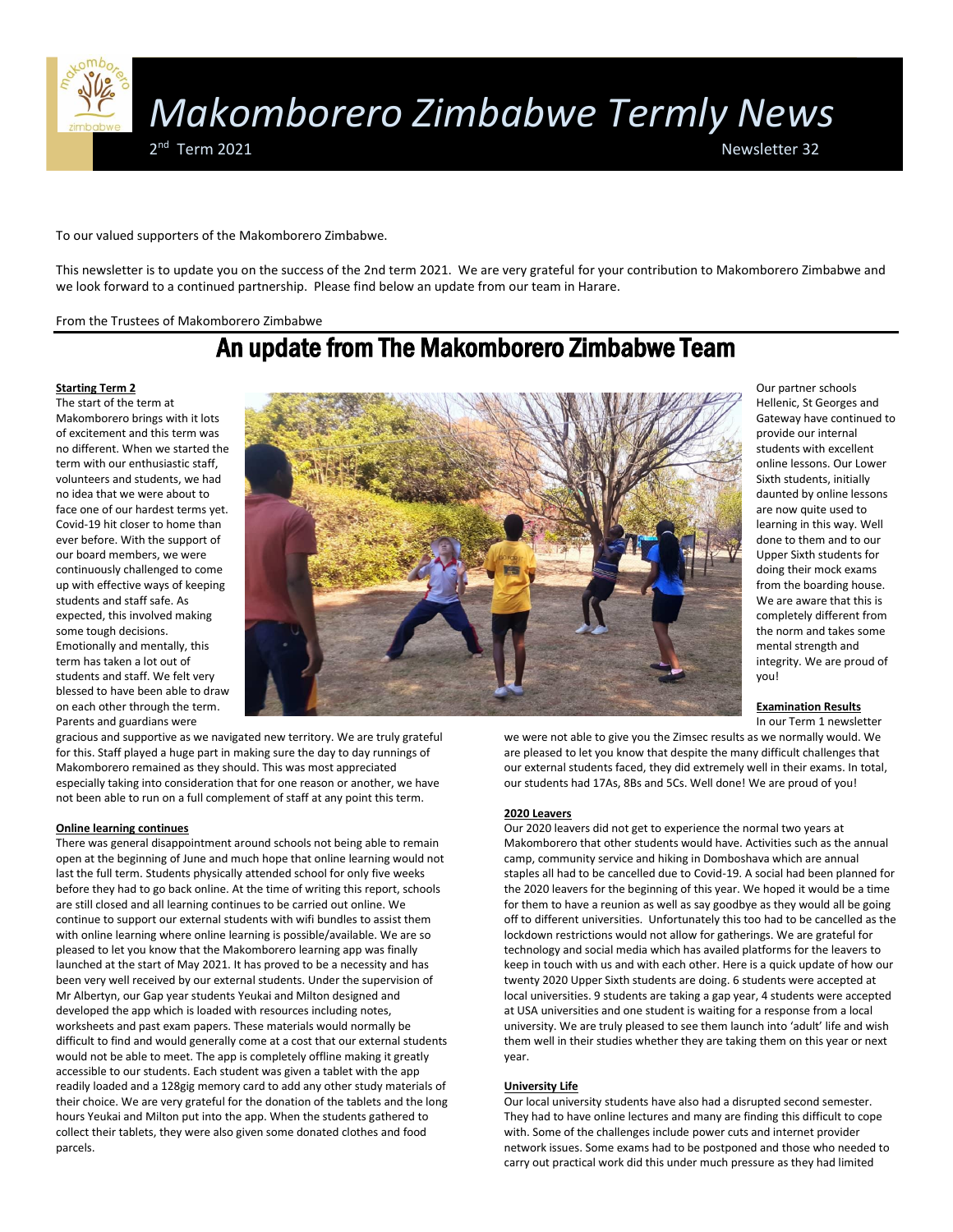# Makomborero Zimbabwe Termly News

2nd Term 2021 — Newsletter 32

To our valued supporters of the Makomborero Zimbabwe.

This newsletter is to update you on the success of the 2nd term 2021. We are very grateful for your contribution to Makomborero Zimbabwe and we look forward to a continued partnership. Please find below an update from our team in Harare.

From the Trustees of Makomborero Zimbabwe

## An update from The Makomborero Zimbabwe Team

**Starting Term 2**

The start of the term at Makomborero brings with it lots of excitement and this term was no different. When we started the term with our enthusiastic staff, volunteers and students, we had no idea that we were about to face one of our hardest terms yet. Covid-19 hit closer to home than ever before. With the support of our board members, we were continuously challenged to come up with effective ways of keeping students and staff safe. As expected, this involved making some tough decisions. Emotionally and mentally, this term has taken a lot out of students and staff. We felt very blessed to have been able to draw on each other through the term. Parents and guardians were gracious and supportive as we navigated new territory. We are truly grateful for this. Staff played a huge part in making sure the day to day runnings of Makomborero remained as they should. This was most appreciated especially taking into consideration that for one reason or another, we have not been able to run on a full complement of staff at any point this term.

**Online learning continues**

There was general disappointment around schools not being able to remain open at the beginning of June and much hope that online learning would not last the full term. Students physically attended school for only five weeks before they had to go back online. At the time of writing this report, schools are still closed and all learning continues to be carried out online. We continue to support our external students with wifi bundles to assist them with online learning where online learning is possible/available. We are so pleased to let you know that the Makomborero learning app was finally launched at the start of May 2021. It has proved to be a necessity and has been very well received by our external students. Under the supervision of Mr Albertyn, our Gap year students Yeukai and Milton designed and developed the app which is loaded with resources including notes, worksheets and past exam papers. These materials would normally be difficult to find and would generally come at a cost that our external students would not be able to meet. The app is completely offline making it greatly accessible to our students. Each student was given a tablet with the app readily loaded and a 128gig memory card to add any other study materials of their choice. We are very grateful for the donation of the tablets and the long hours Yeukai and Milton put into the app. When the students gathered to collect their tablets, they were also given some donated clothes and food parcels.

Our partner schools Hellenic, St Georges and Gateway have continued to provide our internal students with excellent online lessons. Our Lower Sixth students, initially daunted by online lessons are now quite used to learning in this way. Well done to them and to our Upper Sixth students for doing their mock exams from the boarding house. We are aware that this is completely different from the norm and takes some mental strength and integrity. We are proud of you!

**Examination Results**

In our Term 1 newsletter we were not able to give you the Zimsec results as we normally would. We are pleased to let you know that despite the many difficult challenges that our external students faced, they did extremely well in their exams. In total, our students had 17As, 8Bs and 5Cs. Well done! We are proud of you!

**2020 Leavers**

Our 2020 leavers did not get to experience the normal two years at Makomborero that other students would have. Activities such as the annual camp, community service and hiking in Domboshava which are annual staples all had to be cancelled due to Covid-19. A social had been planned for the 2020 leavers for the beginning of this year. We hoped it would be a time for them to have a reunion as well as say goodbye as they would all be going off to different universities. Unfortunately this too had to be cancelled as the lockdown restrictions would not allow for gatherings. We are grateful for technology and social media which has availed platforms for the leavers to keep in touch with us and with each other. Here is a quick update of how our twenty 2020 Upper Sixth students are doing. 6 students were accepted at local universities. 9 students are taking a gap year, 4 students were accepted at USA universities and one student is waiting for a response from a local university. We are truly pleased to see them launch into 'adult' life and wish them well in their studies whether they are taking them on this year or next year.

**University Life**

Our local university students have also had a disrupted second semester. They had to have online lectures and many are finding this difficult to cope with. Some of the challenges include power cuts and internet provider network issues. Some exams had to be postponed and those who needed to carry out practical work did this under much pressure as they had limited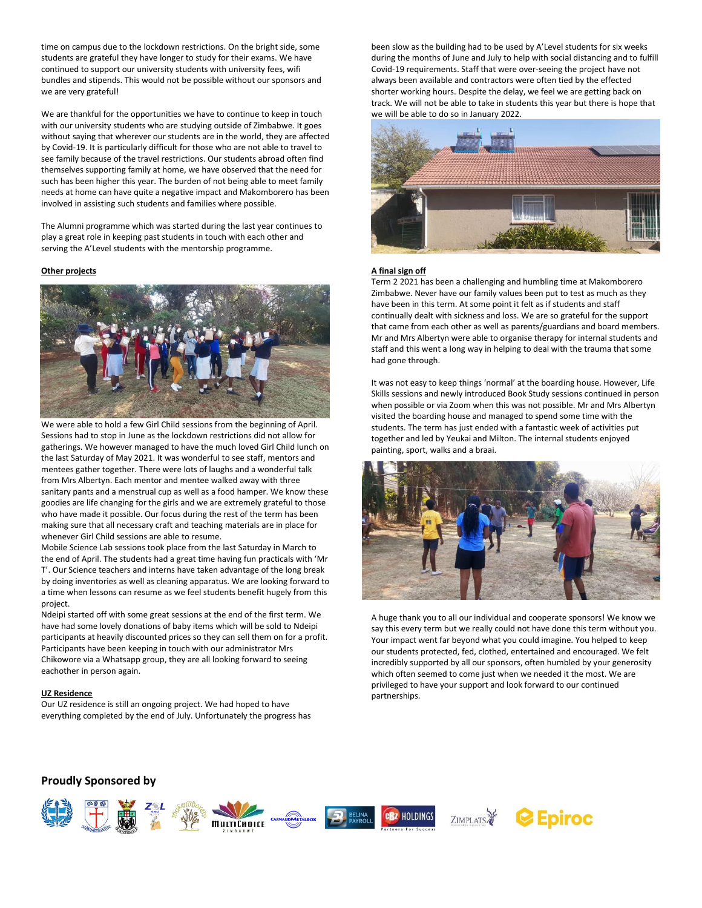time on campus due to the lockdown restrictions. On the bright side, some students are grateful they have longer to study for their exams. We have continued to support our university students with university fees, wifi bundles and stipends. This would not be possible without our sponsors and we are very grateful!

We are thankful for the opportunities we have to continue to keep in touch with our university students who are studying outside of Zimbabwe. It goes without saying that wherever our students are in the world, they are affected by Covid-19. It is particularly difficult for those who are not able to travel to see family because of the travel restrictions. Our students abroad often find themselves supporting family at home, we have observed that the need for such has been higher this year. The burden of not being able to meet family needs at home can have quite a negative impact and Makomborero has been involved in assisting such students and families where possible.

The Alumni programme which was started during the last year continues to play a great role in keeping past students in touch with each other and serving the A'Level students with the mentorship programme.

**Other projects**

We were able to hold a few Girl Child sessions from the beginning of April. Sessions had to stop in June as the lockdown restrictions did not allow for gatherings. We however managed to have the much loved Girl Child lunch on the last Saturday of May 2021. It was wonderful to see staff, mentors and mentees gather together. There were lots of laughs and a wonderful talk from Mrs Albertyn. Each mentor and mentee walked away with three sanitary pants and a menstrual cup as well as a food hamper. We know these goodies are life changing for the girls and we are extremely grateful to those who have made it possible. Our focus during the rest of the term has been making sure that all necessary craft and teaching materials are in place for whenever Girl Child sessions are able to resume.

Mobile Science Lab sessions took place from the last Saturday in March to the end of April. The students had a great time having fun practicals with 'Mr T'. Our Science teachers and interns have taken advantage of the long break by doing inventories as well as cleaning apparatus. We are looking forward to a time when lessons can resume as we feel students benefit hugely from this project.

Ndeipi started off with some great sessions at the end of the first term. We have had some lovely donations of baby items which will be sold to Ndeipi participants at heavily discounted prices so they can sell them on for a profit. Participants have been keeping in touch with our administrator Mrs Chikowore via a Whatsapp group, they are all looking forward to seeing eachother in person again.

**UZ Residence**

Our UZ residence is still an ongoing project. We had hoped to have everything completed by the end of July. Unfortunately the progress has been slow as the building had to be used by A'Level students for six weeks during the months of June and July to help with social distancing and to fulfill Covid-19 requirements. Staff that were over-seeing the project have not always been available and contractors were often tied by the effected shorter working hours. Despite the delay, we feel we are getting back on track. We will not be able to take in students this year but there is hope that we will be able to do so in January 2022.

**A final sign off**

Term 2 2021 has been a challenging and humbling time at Makomborero Zimbabwe. Never have our family values been put to test as much as they have been in this term. At some point it felt as if students and staff continually dealt with sickness and loss. We are so grateful for the support that came from each other as well as parents/guardians and board members. Mr and Mrs Albertyn were able to organise therapy for internal students and staff and this went a long way in helping to deal with the trauma that some had gone through.

It was not easy to keep things 'normal' at the boarding house. However, Life Skills sessions and newly introduced Book Study sessions continued in person when possible or via Zoom when this was not possible. Mr and Mrs Albertyn visited the boarding house and managed to spend some time with the students. The term has just ended with a fantastic week of activities put together and led by Yeukai and Milton. The internal students enjoyed painting, sport, walks and a braai.

A huge thank you to all our individual and cooperate sponsors! We know we say this every term but we really could not have done this term without you. Your impact went far beyond what you could imagine. You helped to keep our students protected, fed, clothed, entertained and encouraged. We felt incredibly supported by all our sponsors, often humbled by your generosity which often seemed to come just when we needed it the most. We are privileged to have your support and look forward to our continued partnerships.

## Proudly Sponsored by